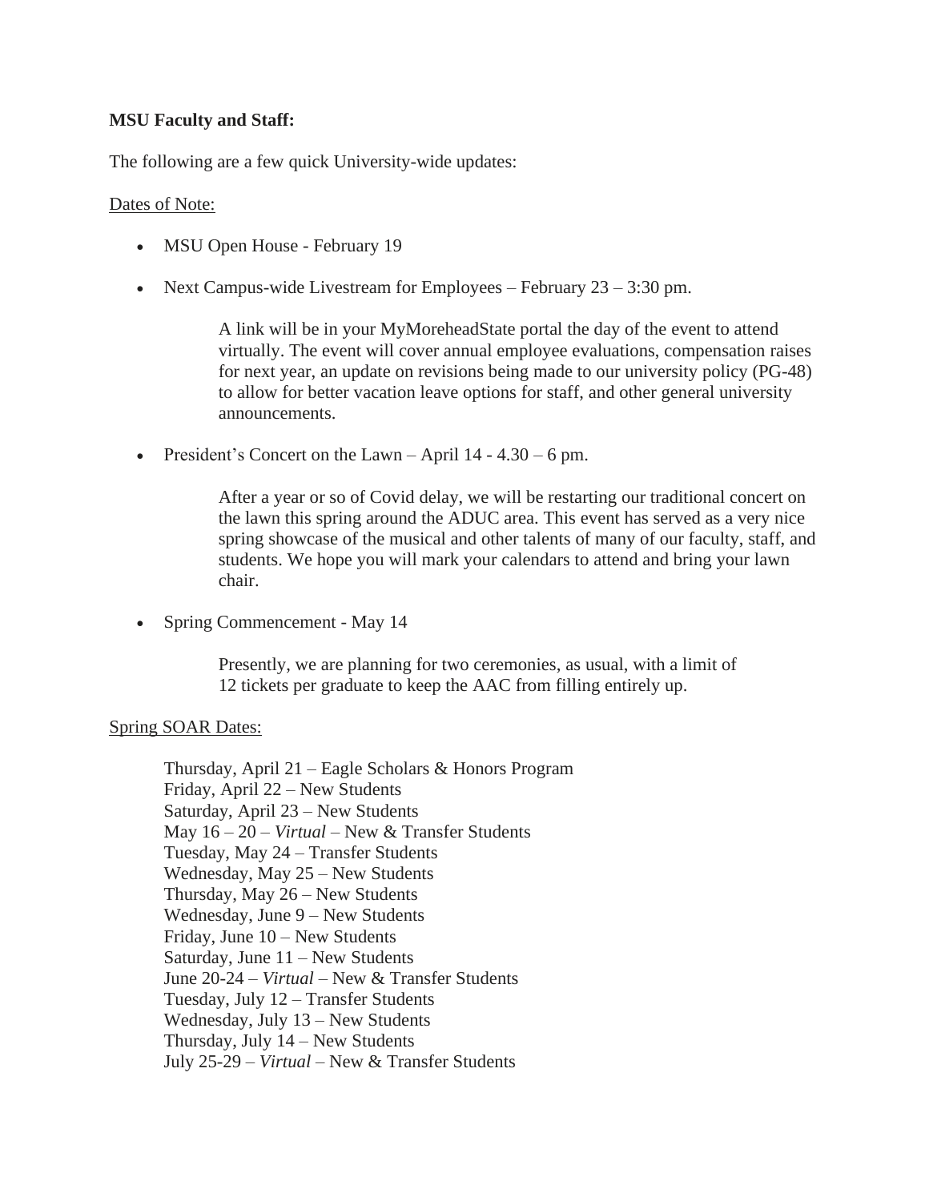**MSU Faculty and Staff:**

The following are a few quick University-wide updates:

Dates of Note:

- MSU Open House - February 19
- Next Campus-wide Livestream for Employees – February 23 – 3:30 pm.

  A link will be in your MyMoreheadState portal the day of the event to attend virtually. The event will cover annual employee evaluations, compensation raises for next year, an update on revisions being made to our university policy (PG-48) to allow for better vacation leave options for staff, and other general university announcements.

- President's Concert on the Lawn – April 14 - 4.30 – 6 pm.

  After a year or so of Covid delay, we will be restarting our traditional concert on the lawn this spring around the ADUC area. This event has served as a very nice spring showcase of the musical and other talents of many of our faculty, staff, and students. We hope you will mark your calendars to attend and bring your lawn chair.

- Spring Commencement - May 14

  Presently, we are planning for two ceremonies, as usual, with a limit of 12 tickets per graduate to keep the AAC from filling entirely up.

Spring SOAR Dates:

Thursday, April 21 – Eagle Scholars & Honors Program
Friday, April 22 – New Students
Saturday, April 23 – New Students
May 16 – 20 – *Virtual* – New & Transfer Students
Tuesday, May 24 – Transfer Students
Wednesday, May 25 – New Students
Thursday, May 26 – New Students
Wednesday, June 9 – New Students
Friday, June 10 – New Students
Saturday, June 11 – New Students
June 20-24 – *Virtual* – New & Transfer Students
Tuesday, July 12 – Transfer Students
Wednesday, July 13 – New Students
Thursday, July 14 – New Students
July 25-29 – *Virtual* – New & Transfer Students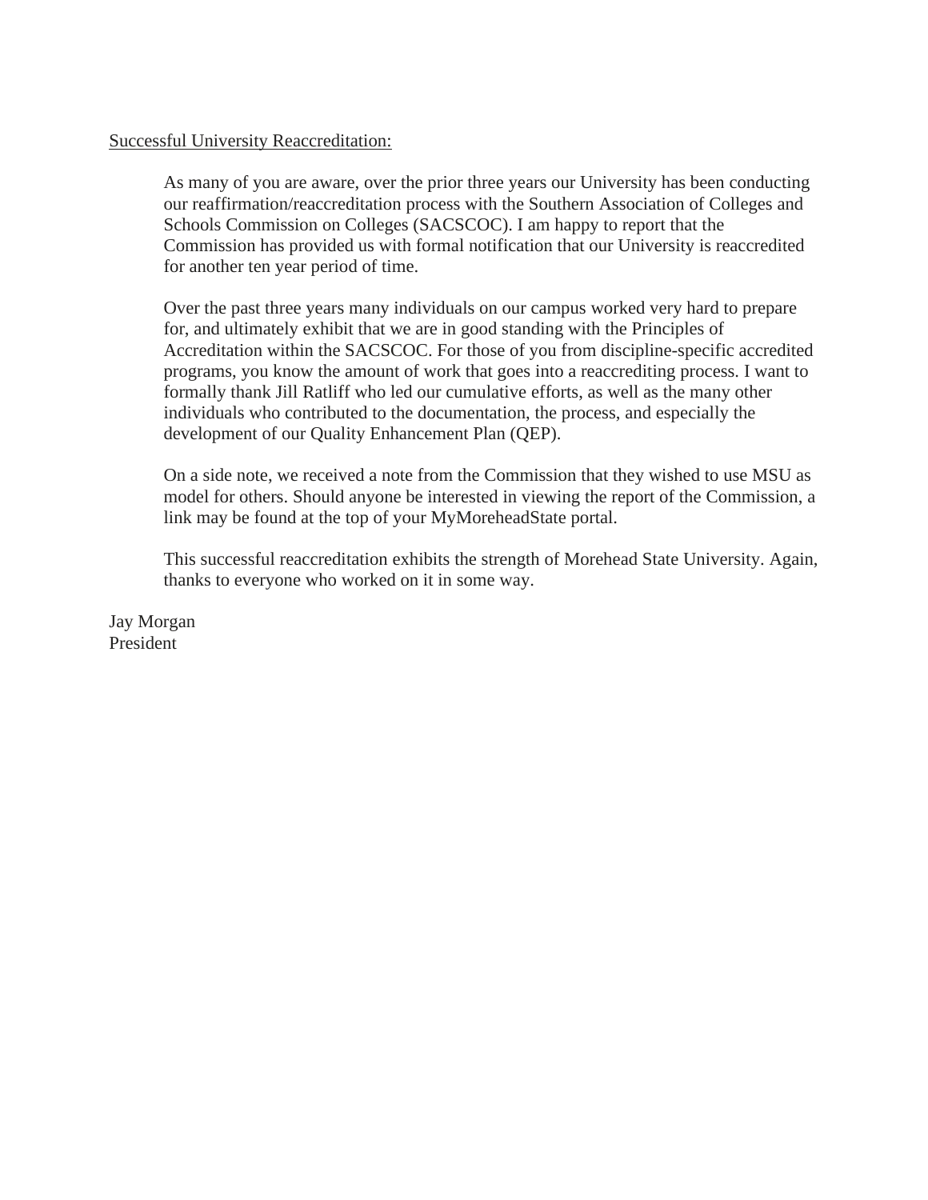Successful University Reaccreditation:

As many of you are aware, over the prior three years our University has been conducting our reaffirmation/reaccreditation process with the Southern Association of Colleges and Schools Commission on Colleges (SACSCOC). I am happy to report that the Commission has provided us with formal notification that our University is reaccredited for another ten year period of time.

Over the past three years many individuals on our campus worked very hard to prepare for, and ultimately exhibit that we are in good standing with the Principles of Accreditation within the SACSCOC. For those of you from discipline-specific accredited programs, you know the amount of work that goes into a reaccrediting process. I want to formally thank Jill Ratliff who led our cumulative efforts, as well as the many other individuals who contributed to the documentation, the process, and especially the development of our Quality Enhancement Plan (QEP).

On a side note, we received a note from the Commission that they wished to use MSU as model for others. Should anyone be interested in viewing the report of the Commission, a link may be found at the top of your MyMoreheadState portal.

This successful reaccreditation exhibits the strength of Morehead State University. Again, thanks to everyone who worked on it in some way.

Jay Morgan
President